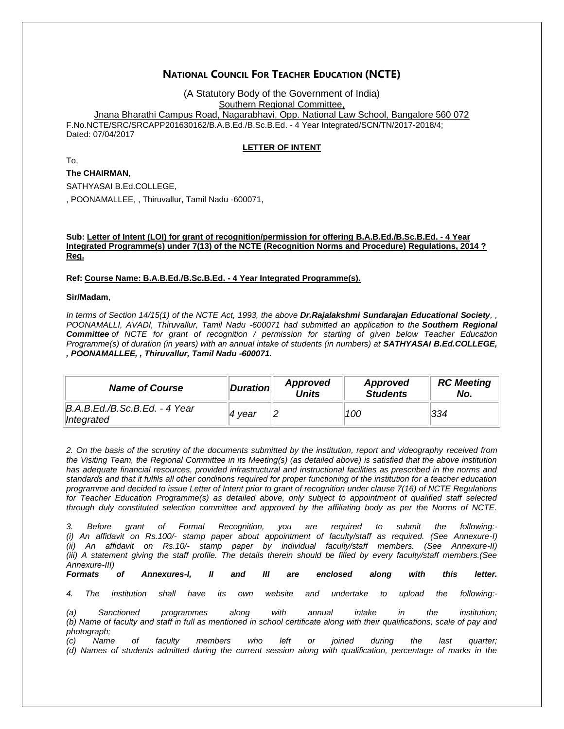# NATIONAL COUNCIL FOR TEACHER EDUCATION (NCTE)

(A Statutory Body of the Government of India)
Southern Regional Committee,
Jnana Bharathi Campus Road, Nagarabhavi, Opp. National Law School, Bangalore 560 072

F.No.NCTE/SRC/SRCAPP201630162/B.A.B.Ed./B.Sc.B.Ed. - 4 Year Integrated/SCN/TN/2017-2018/4;
Dated: 07/04/2017

**LETTER OF INTENT**

To,

**The CHAIRMAN**,

SATHYASAI B.Ed.COLLEGE,

, POONAMALLEE, , Thiruvallur, Tamil Nadu -600071,

**Sub: Letter of Intent (LOI) for grant of recognition/permission for offering B.A.B.Ed./B.Sc.B.Ed. - 4 Year Integrated Programme(s) under 7(13) of the NCTE (Recognition Norms and Procedure) Regulations, 2014 ? Reg.**

**Ref: Course Name: B.A.B.Ed./B.Sc.B.Ed. - 4 Year Integrated Programme(s).**

**Sir/Madam**,

*In terms of Section 14/15(1) of the NCTE Act, 1993, the above **Dr.Rajalakshmi Sundarajan Educational Society**, , POONAMALLI, AVADI, Thiruvallur, Tamil Nadu -600071 had submitted an application to the **Southern Regional Committee** of NCTE for grant of recognition / permission for starting of given below Teacher Education Programme(s) of duration (in years) with an annual intake of students (in numbers) at **SATHYASAI B.Ed.COLLEGE, , POONAMALLEE, , Thiruvallur, Tamil Nadu -600071.***

| *Name of Course* | *Duration* | *Approved Units* | *Approved Students* | *RC Meeting No.* |
|---|---|---|---|---|
| *B.A.B.Ed./B.Sc.B.Ed. - 4 Year Integrated* | *4 year* | *2* | *100* | *334* |

*2. On the basis of the scrutiny of the documents submitted by the institution, report and videography received from the Visiting Team, the Regional Committee in its Meeting(s) (as detailed above) is satisfied that the above institution has adequate financial resources, provided infrastructural and instructional facilities as prescribed in the norms and standards and that it fulfils all other conditions required for proper functioning of the institution for a teacher education programme and decided to issue Letter of Intent prior to grant of recognition under clause 7(16) of NCTE Regulations for Teacher Education Programme(s) as detailed above, only subject to appointment of qualified staff selected through duly constituted selection committee and approved by the affiliating body as per the Norms of NCTE.*

*3. Before grant of Formal Recognition, you are required to submit the following:-*
*(i) An affidavit on Rs.100/- stamp paper about appointment of faculty/staff as required. (See Annexure-I)*
*(ii) An affidavit on Rs.10/- stamp paper by individual faculty/staff members. (See Annexure-II)*
*(iii) A statement giving the staff profile. The details therein should be filled by every faculty/staff members.(See Annexure-III)*
***Formats of Annexures-I, II and III are enclosed along with this letter.***

*4. The institution shall have its own website and undertake to upload the following:-*

*(a) Sanctioned programmes along with annual intake in the institution;*
*(b) Name of faculty and staff in full as mentioned in school certificate along with their qualifications, scale of pay and photograph;*
*(c) Name of faculty members who left or joined during the last quarter;*
*(d) Names of students admitted during the current session along with qualification, percentage of marks in the*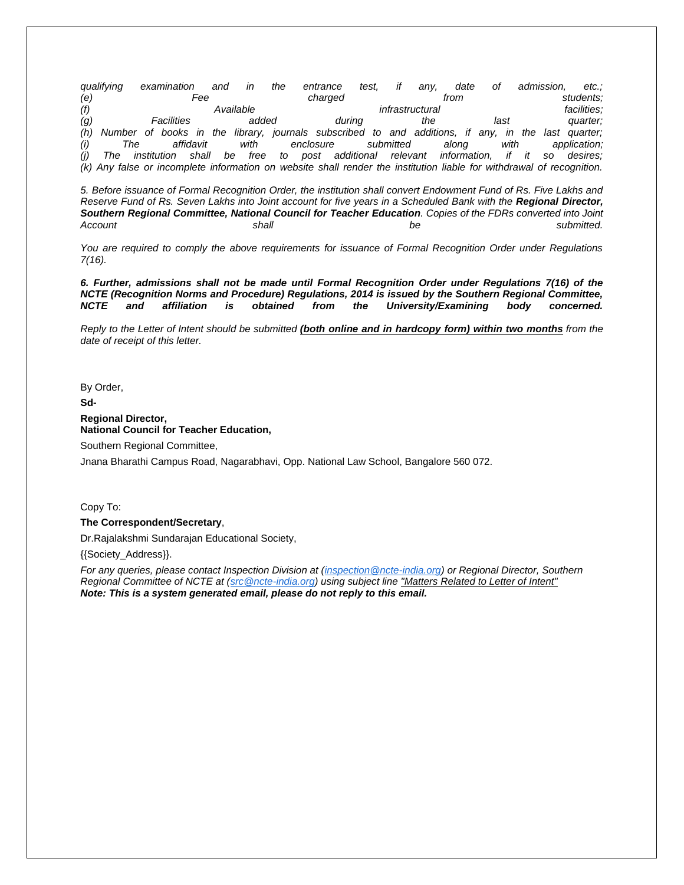*qualifying examination and in the entrance test, if any, date of admission, etc.;*
*(e) Fee charged from students;*
*(f) Available infrastructural facilities;*
*(g) Facilities added during the last quarter;*
*(h) Number of books in the library, journals subscribed to and additions, if any, in the last quarter;*
*(i) The affidavit with enclosure submitted along with application;*
*(j) The institution shall be free to post additional relevant information, if it so desires;*
*(k) Any false or incomplete information on website shall render the institution liable for withdrawal of recognition.*

*5. Before issuance of Formal Recognition Order, the institution shall convert Endowment Fund of Rs. Five Lakhs and Reserve Fund of Rs. Seven Lakhs into Joint account for five years in a Scheduled Bank with the* ***Regional Director, Southern Regional Committee, National Council for Teacher Education****. Copies of the FDRs converted into Joint Account shall be submitted.*

*You are required to comply the above requirements for issuance of Formal Recognition Order under Regulations 7(16).*

***6. Further, admissions shall not be made until Formal Recognition Order under Regulations 7(16) of the NCTE (Recognition Norms and Procedure) Regulations, 2014 is issued by the Southern Regional Committee, NCTE and affiliation is obtained from the University/Examining body concerned.***

*Reply to the Letter of Intent should be submitted* ***(both online and in hardcopy form) within two months*** *from the date of receipt of this letter.*

By Order,

**Sd-**

**Regional Director,**
**National Council for Teacher Education,**

Southern Regional Committee,

Jnana Bharathi Campus Road, Nagarabhavi, Opp. National Law School, Bangalore 560 072.

Copy To:

**The Correspondent/Secretary**,

Dr.Rajalakshmi Sundarajan Educational Society,

{{Society_Address}}.

*For any queries, please contact Inspection Division at (inspection@ncte-india.org) or Regional Director, Southern Regional Committee of NCTE at (src@ncte-india.org) using subject line "Matters Related to Letter of Intent"*
***Note: This is a system generated email, please do not reply to this email.***